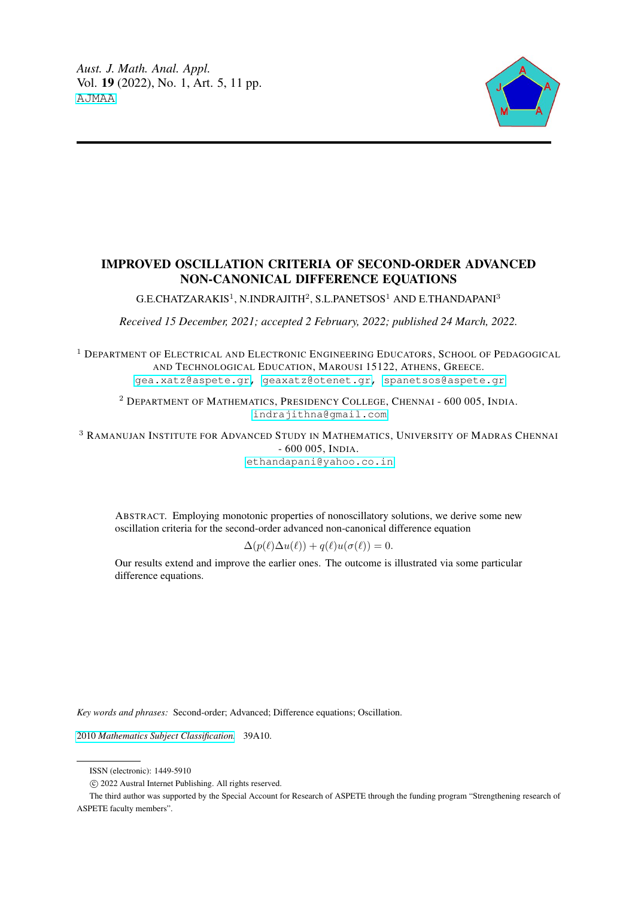# IMPROVED OSCILLATION CRITERIA OF SECOND-ORDER ADVANCED NON-CANONICAL DIFFERENCE EQUATIONS

G.E.CHATZARAKIS[1], N.INDRAJITH[2], S.L.PANETSOS[1] AND E.THANDAPANI[3]

*Received 15 December, 2021; accepted 2 February, 2022; published 24 March, 2022.*

[1] DEPARTMENT OF ELECTRICAL AND ELECTRONIC ENGINEERING EDUCATORS, SCHOOL OF PEDAGOGICAL AND TECHNOLOGICAL EDUCATION, MAROUSI 15122, ATHENS, GREECE.
gea.xatz@aspete.gr, geaxatz@otenet.gr, spanetsos@aspete.gr

[2] DEPARTMENT OF MATHEMATICS, PRESIDENCY COLLEGE, CHENNAI - 600 005, INDIA.
indrajithna@gmail.com

[3] RAMANUJAN INSTITUTE FOR ADVANCED STUDY IN MATHEMATICS, UNIVERSITY OF MADRAS CHENNAI - 600 005, INDIA.
ethandapani@yahoo.co.in

ABSTRACT. Employing monotonic properties of nonoscillatory solutions, we derive some new oscillation criteria for the second-order advanced non-canonical difference equation

$$\Delta(p(\ell)\Delta u(\ell)) + q(\ell)u(\sigma(\ell)) = 0.$$

Our results extend and improve the earlier ones. The outcome is illustrated via some particular difference equations.

*Key words and phrases:* Second-order; Advanced; Difference equations; Oscillation.

2010 *Mathematics Subject Classification.* 39A10.

ISSN (electronic): 1449-5910

© 2022 Austral Internet Publishing. All rights reserved.

The third author was supported by the Special Account for Research of ASPETE through the funding program "Strengthening research of ASPETE faculty members".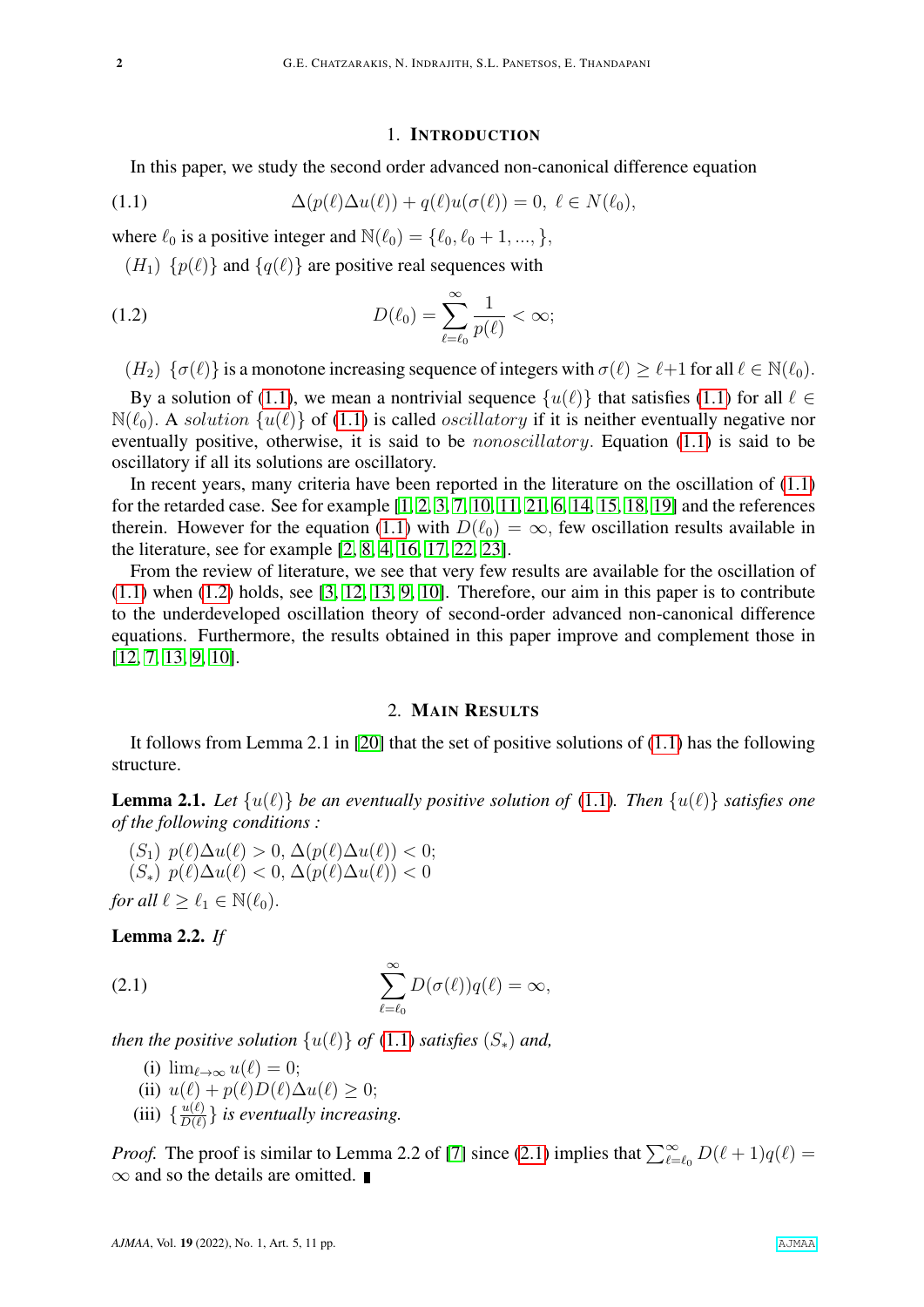## 1. Introduction

In this paper, we study the second order advanced non-canonical difference equation

$$\Delta(p(\ell)\Delta u(\ell)) + q(\ell)u(\sigma(\ell)) = 0,\ \ell \in N(\ell_0), \tag{1.1}$$

where $\ell_0$ is a positive integer and $\mathbb{N}(\ell_0) = \{\ell_0, \ell_0+1, ..., \}$,

$(H_1)$ $\{p(\ell)\}$ and $\{q(\ell)\}$ are positive real sequences with

$$D(\ell_0) = \sum_{\ell=\ell_0}^{\infty} \frac{1}{p(\ell)} < \infty; \tag{1.2}$$

$(H_2)$ $\{\sigma(\ell)\}$ is a monotone increasing sequence of integers with $\sigma(\ell) \geq \ell+1$ for all $\ell \in \mathbb{N}(\ell_0)$.

By a solution of (1.1), we mean a nontrivial sequence $\{u(\ell)\}$ that satisfies (1.1) for all $\ell \in \mathbb{N}(\ell_0)$. A *solution* $\{u(\ell)\}$ of (1.1) is called *oscillatory* if it is neither eventually negative nor eventually positive, otherwise, it is said to be *nonoscillatory.* Equation (1.1) is said to be oscillatory if all its solutions are oscillatory.

In recent years, many criteria have been reported in the literature on the oscillation of (1.1) for the retarded case. See for example [1, 2, 3, 7, 10, 11, 21, 6, 14, 15, 18, 19] and the references therein. However for the equation (1.1) with $D(\ell_0) = \infty$, few oscillation results available in the literature, see for example [2, 8, 4, 16, 17, 22, 23].

From the review of literature, we see that very few results are available for the oscillation of (1.1) when (1.2) holds, see [3, 12, 13, 9, 10]. Therefore, our aim in this paper is to contribute to the underdeveloped oscillation theory of second-order advanced non-canonical difference equations. Furthermore, the results obtained in this paper improve and complement those in [12, 7, 13, 9, 10].

## 2. Main Results

It follows from Lemma 2.1 in [20] that the set of positive solutions of (1.1) has the following structure.

**Lemma 2.1.** *Let $\{u(\ell)\}$ be an eventually positive solution of (1.1). Then $\{u(\ell)\}$ satisfies one of the following conditions :*

$(S_1)$ $p(\ell)\Delta u(\ell) > 0$, $\Delta(p(\ell)\Delta u(\ell)) < 0$;
$(S_*)$ $p(\ell)\Delta u(\ell) < 0$, $\Delta(p(\ell)\Delta u(\ell)) < 0$

*for all $\ell \geq \ell_1 \in \mathbb{N}(\ell_0)$.*

**Lemma 2.2.** *If*

$$\sum_{\ell=\ell_0}^{\infty} D(\sigma(\ell))q(\ell) = \infty, \tag{2.1}$$

*then the positive solution $\{u(\ell)\}$ of (1.1) satisfies $(S_*)$ and,*

(i) $\lim_{\ell\to\infty} u(\ell) = 0$;
(ii) $u(\ell) + p(\ell)D(\ell)\Delta u(\ell) \geq 0$;
(iii) $\{\frac{u(\ell)}{D(\ell)}\}$ *is eventually increasing.*

*Proof.* The proof is similar to Lemma 2.2 of [7] since (2.1) implies that $\sum_{\ell=\ell_0}^{\infty} D(\ell+1)q(\ell) = \infty$ and so the details are omitted. ∎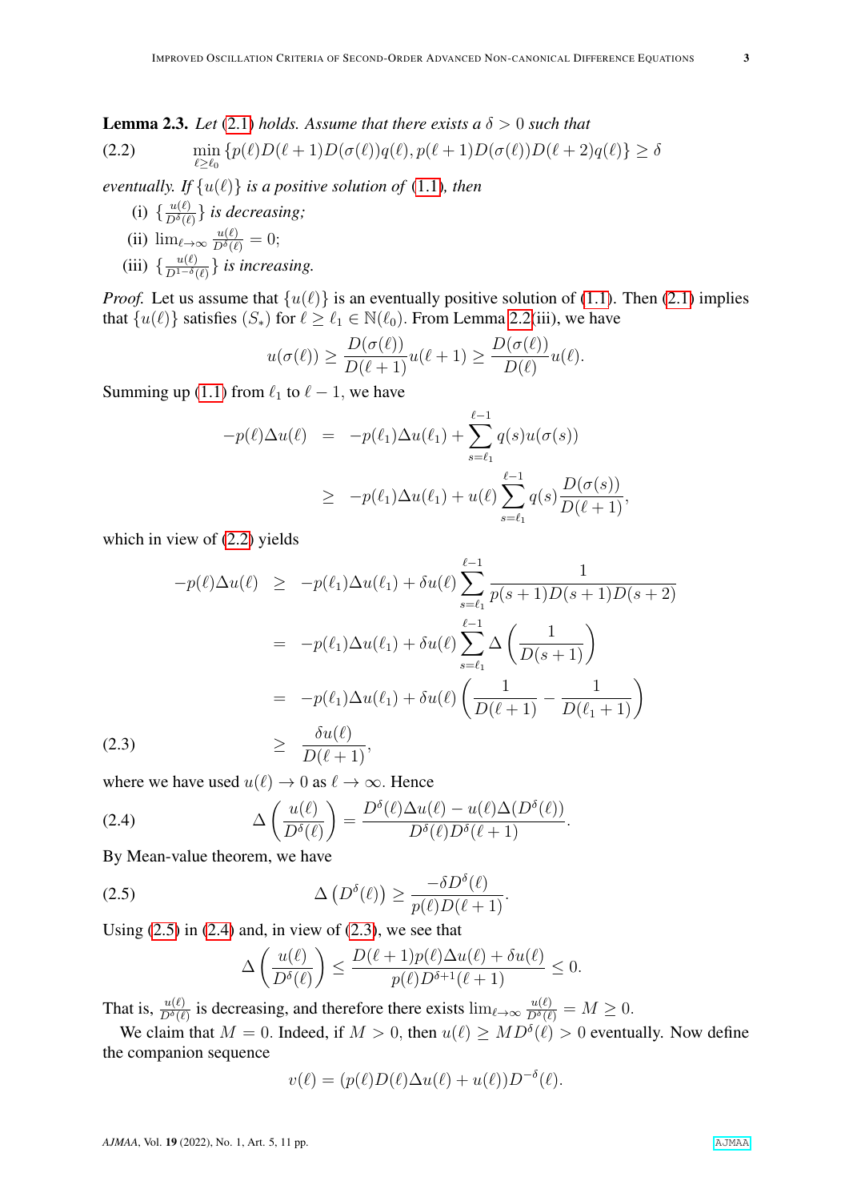**Lemma 2.3.** *Let* (2.1) *holds. Assume that there exists a* $\delta > 0$ *such that*

$$\min_{\ell \geq \ell_0} \{p(\ell)D(\ell+1)D(\sigma(\ell))q(\ell), p(\ell+1)D(\sigma(\ell))D(\ell+2)q(\ell)\} \geq \delta \tag{2.2}$$

*eventually. If* $\{u(\ell)\}$ *is a positive solution of* (1.1)*, then*

(i) $\{\frac{u(\ell)}{D^{\delta}(\ell)}\}$ *is decreasing;*

(ii) $\lim_{\ell\to\infty} \frac{u(\ell)}{D^{\delta}(\ell)} = 0$;

(iii) $\{\frac{u(\ell)}{D^{1-\delta}(\ell)}\}$ *is increasing.*

*Proof.* Let us assume that $\{u(\ell)\}$ is an eventually positive solution of (1.1). Then (2.1) implies that $\{u(\ell)\}$ satisfies $(S_*)$ for $\ell \geq \ell_1 \in \mathbb{N}(\ell_0)$. From Lemma 2.2(iii), we have

$$u(\sigma(\ell)) \geq \frac{D(\sigma(\ell))}{D(\ell+1)} u(\ell+1) \geq \frac{D(\sigma(\ell))}{D(\ell)} u(\ell).$$

Summing up (1.1) from $\ell_1$ to $\ell - 1$, we have

$$\begin{aligned}
-p(\ell)\Delta u(\ell) &= -p(\ell_1)\Delta u(\ell_1) + \sum_{s=\ell_1}^{\ell-1} q(s)u(\sigma(s)) \\
&\geq -p(\ell_1)\Delta u(\ell_1) + u(\ell)\sum_{s=\ell_1}^{\ell-1} q(s)\frac{D(\sigma(s))}{D(\ell+1)},
\end{aligned}$$

which in view of (2.2) yields

$$\begin{aligned}
-p(\ell)\Delta u(\ell) &\geq -p(\ell_1)\Delta u(\ell_1) + \delta u(\ell)\sum_{s=\ell_1}^{\ell-1} \frac{1}{p(s+1)D(s+1)D(s+2)} \\
&= -p(\ell_1)\Delta u(\ell_1) + \delta u(\ell)\sum_{s=\ell_1}^{\ell-1} \Delta\left(\frac{1}{D(s+1)}\right) \\
&= -p(\ell_1)\Delta u(\ell_1) + \delta u(\ell)\left(\frac{1}{D(\ell+1)} - \frac{1}{D(\ell_1+1)}\right) \\
&\geq \frac{\delta u(\ell)}{D(\ell+1)},
\end{aligned} \tag{2.3}$$

where we have used $u(\ell) \to 0$ as $\ell \to \infty$. Hence

$$\Delta\left(\frac{u(\ell)}{D^{\delta}(\ell)}\right) = \frac{D^{\delta}(\ell)\Delta u(\ell) - u(\ell)\Delta(D^{\delta}(\ell))}{D^{\delta}(\ell)D^{\delta}(\ell+1)}. \tag{2.4}$$

By Mean-value theorem, we have

$$\Delta\left(D^{\delta}(\ell)\right) \geq \frac{-\delta D^{\delta}(\ell)}{p(\ell)D(\ell+1)}. \tag{2.5}$$

Using (2.5) in (2.4) and, in view of (2.3), we see that

$$\Delta\left(\frac{u(\ell)}{D^{\delta}(\ell)}\right) \leq \frac{D(\ell+1)p(\ell)\Delta u(\ell) + \delta u(\ell)}{p(\ell)D^{\delta+1}(\ell+1)} \leq 0.$$

That is, $\frac{u(\ell)}{D^{\delta}(\ell)}$ is decreasing, and therefore there exists $\lim_{\ell\to\infty} \frac{u(\ell)}{D^{\delta}(\ell)} = M \geq 0$.

We claim that $M = 0$. Indeed, if $M > 0$, then $u(\ell) \geq MD^{\delta}(\ell) > 0$ eventually. Now define the companion sequence

$$v(\ell) = (p(\ell)D(\ell)\Delta u(\ell) + u(\ell))D^{-\delta}(\ell).$$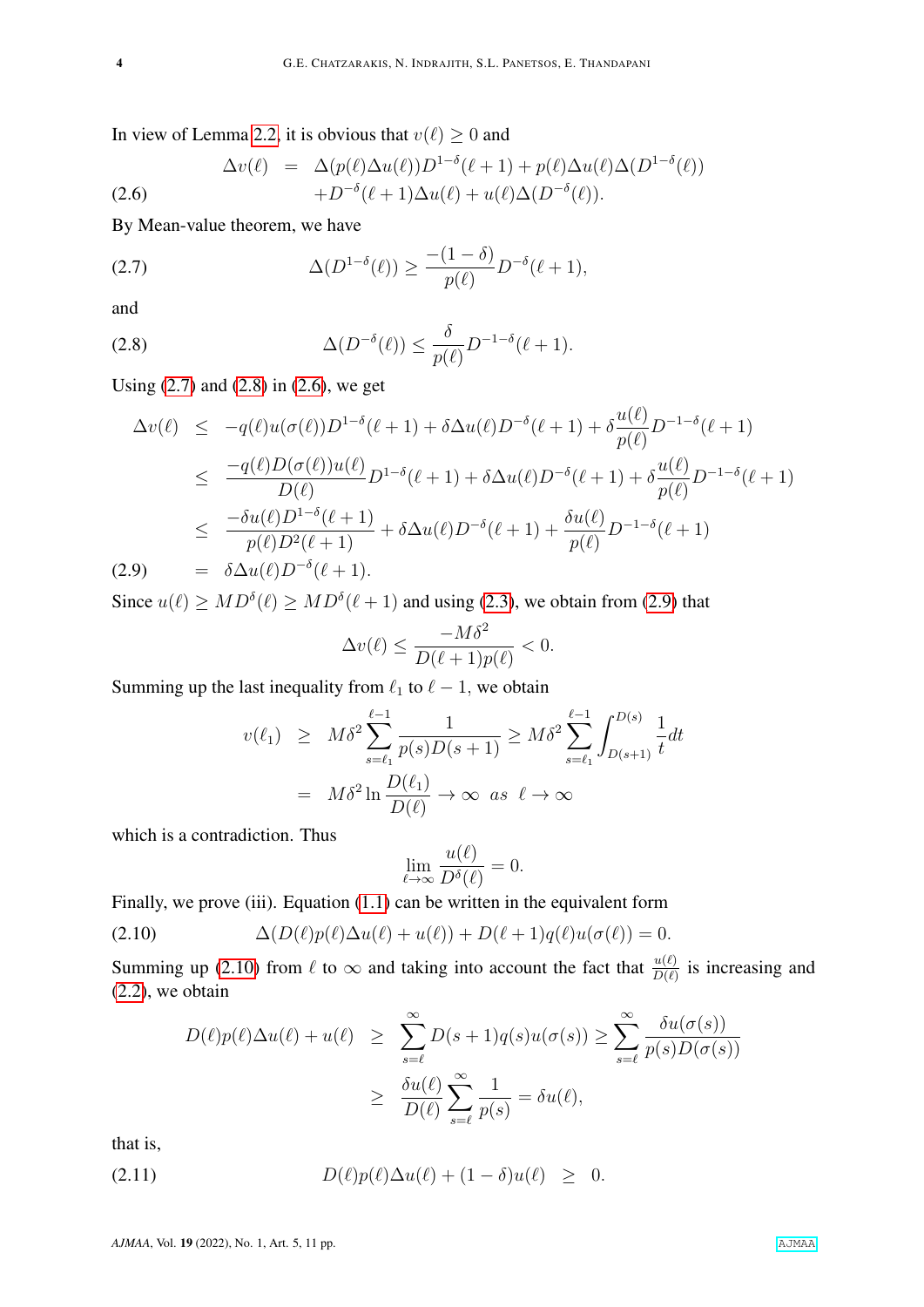In view of Lemma 2.2, it is obvious that $v(\ell) \geq 0$ and

$$\begin{aligned} \Delta v(\ell) &= \Delta(p(\ell)\Delta u(\ell))D^{1-\delta}(\ell+1) + p(\ell)\Delta u(\ell)\Delta(D^{1-\delta}(\ell)) \\ &\quad + D^{-\delta}(\ell+1)\Delta u(\ell) + u(\ell)\Delta(D^{-\delta}(\ell)). \end{aligned} \tag{2.6}$$

By Mean-value theorem, we have

$$\Delta(D^{1-\delta}(\ell)) \geq \frac{-(1-\delta)}{p(\ell)} D^{-\delta}(\ell+1), \tag{2.7}$$

and

$$\Delta(D^{-\delta}(\ell)) \leq \frac{\delta}{p(\ell)} D^{-1-\delta}(\ell+1). \tag{2.8}$$

Using (2.7) and (2.8) in (2.6), we get

$$\begin{aligned} \Delta v(\ell) &\leq -q(\ell)u(\sigma(\ell))D^{1-\delta}(\ell+1) + \delta\Delta u(\ell)D^{-\delta}(\ell+1) + \delta\frac{u(\ell)}{p(\ell)}D^{-1-\delta}(\ell+1) \\ &\leq \frac{-q(\ell)D(\sigma(\ell))u(\ell)}{D(\ell)}D^{1-\delta}(\ell+1) + \delta\Delta u(\ell)D^{-\delta}(\ell+1) + \delta\frac{u(\ell)}{p(\ell)}D^{-1-\delta}(\ell+1) \\ &\leq \frac{-\delta u(\ell)D^{1-\delta}(\ell+1)}{p(\ell)D^2(\ell+1)} + \delta\Delta u(\ell)D^{-\delta}(\ell+1) + \frac{\delta u(\ell)}{p(\ell)}D^{-1-\delta}(\ell+1) \\ &= \delta\Delta u(\ell)D^{-\delta}(\ell+1). \end{aligned} \tag{2.9}$$

Since $u(\ell) \geq MD^{\delta}(\ell) \geq MD^{\delta}(\ell+1)$ and using (2.3), we obtain from (2.9) that

$$\Delta v(\ell) \leq \frac{-M\delta^2}{D(\ell+1)p(\ell)} < 0.$$

Summing up the last inequality from $\ell_1$ to $\ell-1$, we obtain

$$\begin{aligned} v(\ell_1) &\geq M\delta^2 \sum_{s=\ell_1}^{\ell-1} \frac{1}{p(s)D(s+1)} \geq M\delta^2 \sum_{s=\ell_1}^{\ell-1} \int_{D(s+1)}^{D(s)} \frac{1}{t}dt \\ &= M\delta^2 \ln\frac{D(\ell_1)}{D(\ell)} \to \infty \quad as \quad \ell \to \infty \end{aligned}$$

which is a contradiction. Thus

$$\lim_{\ell\to\infty} \frac{u(\ell)}{D^{\delta}(\ell)} = 0.$$

Finally, we prove (iii). Equation (1.1) can be written in the equivalent form

$$\Delta(D(\ell)p(\ell)\Delta u(\ell) + u(\ell)) + D(\ell+1)q(\ell)u(\sigma(\ell)) = 0. \tag{2.10}$$

Summing up (2.10) from $\ell$ to $\infty$ and taking into account the fact that $\frac{u(\ell)}{D(\ell)}$ is increasing and (2.2), we obtain

$$\begin{aligned} D(\ell)p(\ell)\Delta u(\ell) + u(\ell) &\geq \sum_{s=\ell}^{\infty} D(s+1)q(s)u(\sigma(s)) \geq \sum_{s=\ell}^{\infty} \frac{\delta u(\sigma(s))}{p(s)D(\sigma(s))} \\ &\geq \frac{\delta u(\ell)}{D(\ell)} \sum_{s=\ell}^{\infty} \frac{1}{p(s)} = \delta u(\ell), \end{aligned}$$

that is,

$$D(\ell)p(\ell)\Delta u(\ell) + (1-\delta)u(\ell) \geq 0. \tag{2.11}$$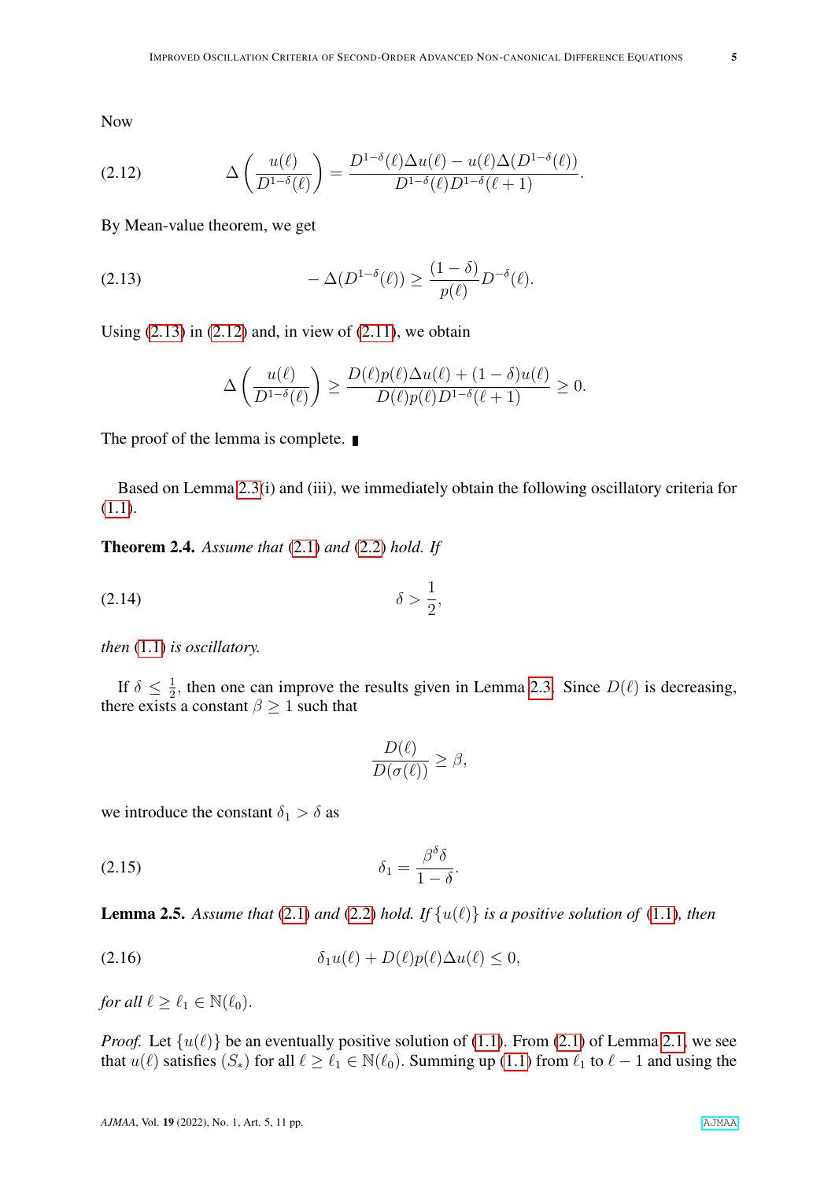Now

$$\Delta\left(\frac{u(\ell)}{D^{1-\delta}(\ell)}\right) = \frac{D^{1-\delta}(\ell)\Delta u(\ell) - u(\ell)\Delta(D^{1-\delta}(\ell))}{D^{1-\delta}(\ell)D^{1-\delta}(\ell+1)}. \tag{2.12}$$

By Mean-value theorem, we get

$$-\Delta(D^{1-\delta}(\ell)) \geq \frac{(1-\delta)}{p(\ell)}D^{-\delta}(\ell). \tag{2.13}$$

Using (2.13) in (2.12) and, in view of (2.11), we obtain

$$\Delta\left(\frac{u(\ell)}{D^{1-\delta}(\ell)}\right) \geq \frac{D(\ell)p(\ell)\Delta u(\ell) + (1-\delta)u(\ell)}{D(\ell)p(\ell)D^{1-\delta}(\ell+1)} \geq 0.$$

The proof of the lemma is complete. ∎

Based on Lemma 2.3(i) and (iii), we immediately obtain the following oscillatory criteria for (1.1).

**Theorem 2.4.** *Assume that* (2.1) *and* (2.2) *hold. If*

$$\delta > \frac{1}{2}, \tag{2.14}$$

*then* (1.1) *is oscillatory.*

If $\delta \leq \frac{1}{2}$, then one can improve the results given in Lemma 2.3. Since $D(\ell)$ is decreasing, there exists a constant $\beta \geq 1$ such that

$$\frac{D(\ell)}{D(\sigma(\ell))} \geq \beta,$$

we introduce the constant $\delta_1 > \delta$ as

$$\delta_1 = \frac{\beta^\delta \delta}{1-\delta}. \tag{2.15}$$

**Lemma 2.5.** *Assume that* (2.1) *and* (2.2) *hold. If* $\{u(\ell)\}$ *is a positive solution of* (1.1)*, then*

$$\delta_1 u(\ell) + D(\ell)p(\ell)\Delta u(\ell) \leq 0, \tag{2.16}$$

*for all* $\ell \geq \ell_1 \in \mathbb{N}(\ell_0)$.

*Proof.* Let $\{u(\ell)\}$ be an eventually positive solution of (1.1). From (2.1) of Lemma 2.1, we see that $u(\ell)$ satisfies $(S_*)$ for all $\ell \geq \ell_1 \in \mathbb{N}(\ell_0)$. Summing up (1.1) from $\ell_1$ to $\ell - 1$ and using the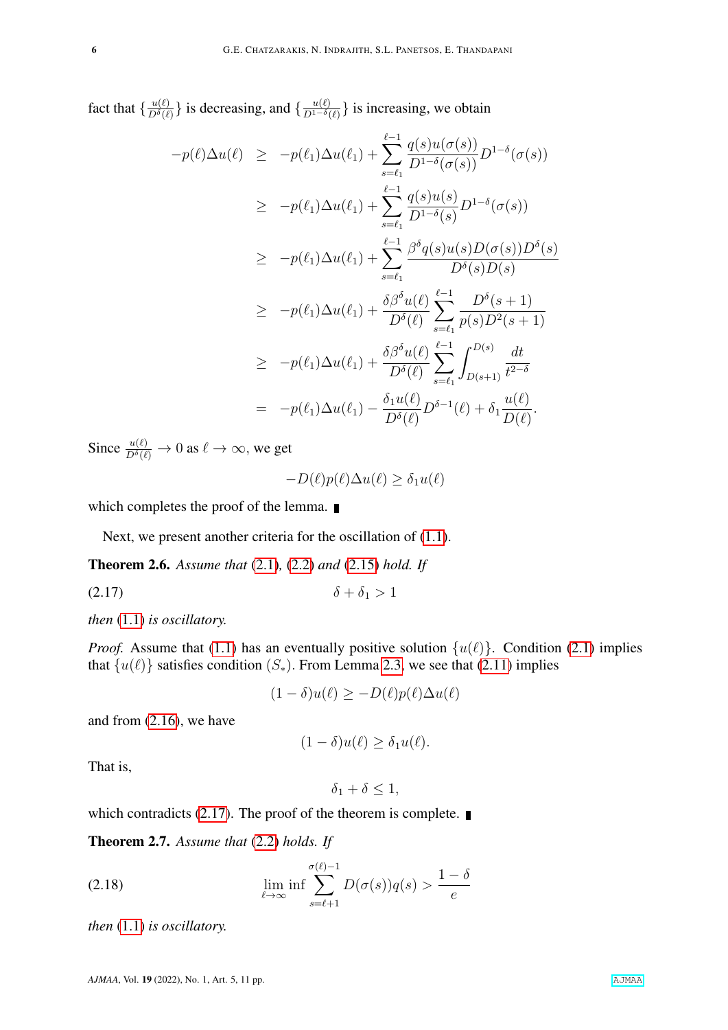fact that $\{\frac{u(\ell)}{D^\delta(\ell)}\}$ is decreasing, and $\{\frac{u(\ell)}{D^{1-\delta}(\ell)}\}$ is increasing, we obtain

$$
\begin{aligned}
-p(\ell)\Delta u(\ell) &\geq -p(\ell_1)\Delta u(\ell_1) + \sum_{s=\ell_1}^{\ell-1} \frac{q(s)u(\sigma(s))}{D^{1-\delta}(\sigma(s))} D^{1-\delta}(\sigma(s)) \\
&\geq -p(\ell_1)\Delta u(\ell_1) + \sum_{s=\ell_1}^{\ell-1} \frac{q(s)u(s)}{D^{1-\delta}(s)} D^{1-\delta}(\sigma(s)) \\
&\geq -p(\ell_1)\Delta u(\ell_1) + \sum_{s=\ell_1}^{\ell-1} \frac{\beta^\delta q(s)u(s)D(\sigma(s))D^\delta(s)}{D^\delta(s)D(s)} \\
&\geq -p(\ell_1)\Delta u(\ell_1) + \frac{\delta\beta^\delta u(\ell)}{D^\delta(\ell)} \sum_{s=\ell_1}^{\ell-1} \frac{D^\delta(s+1)}{p(s)D^2(s+1)} \\
&\geq -p(\ell_1)\Delta u(\ell_1) + \frac{\delta\beta^\delta u(\ell)}{D^\delta(\ell)} \sum_{s=\ell_1}^{\ell-1} \int_{D(s+1)}^{D(s)} \frac{dt}{t^{2-\delta}} \\
&= -p(\ell_1)\Delta u(\ell_1) - \frac{\delta_1 u(\ell)}{D^\delta(\ell)} D^{\delta-1}(\ell) + \delta_1 \frac{u(\ell)}{D(\ell)}.
\end{aligned}
$$

Since $\frac{u(\ell)}{D^\delta(\ell)} \to 0$ as $\ell \to \infty$, we get

$$
-D(\ell)p(\ell)\Delta u(\ell) \geq \delta_1 u(\ell)
$$

which completes the proof of the lemma. ∎

Next, we present another criteria for the oscillation of (1.1).

**Theorem 2.6.** *Assume that* (2.1)*,* (2.2) *and* (2.15) *hold. If*

$$
\delta + \delta_1 > 1 \tag{2.17}
$$

*then* (1.1) *is oscillatory.*

*Proof.* Assume that (1.1) has an eventually positive solution $\{u(\ell)\}$. Condition (2.1) implies that $\{u(\ell)\}$ satisfies condition $(S_*)$. From Lemma 2.3, we see that (2.11) implies

$$
(1-\delta)u(\ell) \geq -D(\ell)p(\ell)\Delta u(\ell)
$$

and from (2.16), we have

$$
(1-\delta)u(\ell) \geq \delta_1 u(\ell).
$$

That is,

$$
\delta_1 + \delta \leq 1,
$$

which contradicts (2.17). The proof of the theorem is complete. ∎

**Theorem 2.7.** *Assume that* (2.2) *holds. If*

$$
\liminf_{\ell\to\infty} \sum_{s=\ell+1}^{\sigma(\ell)-1} D(\sigma(s))q(s) > \frac{1-\delta}{e} \tag{2.18}
$$

*then* (1.1) *is oscillatory.*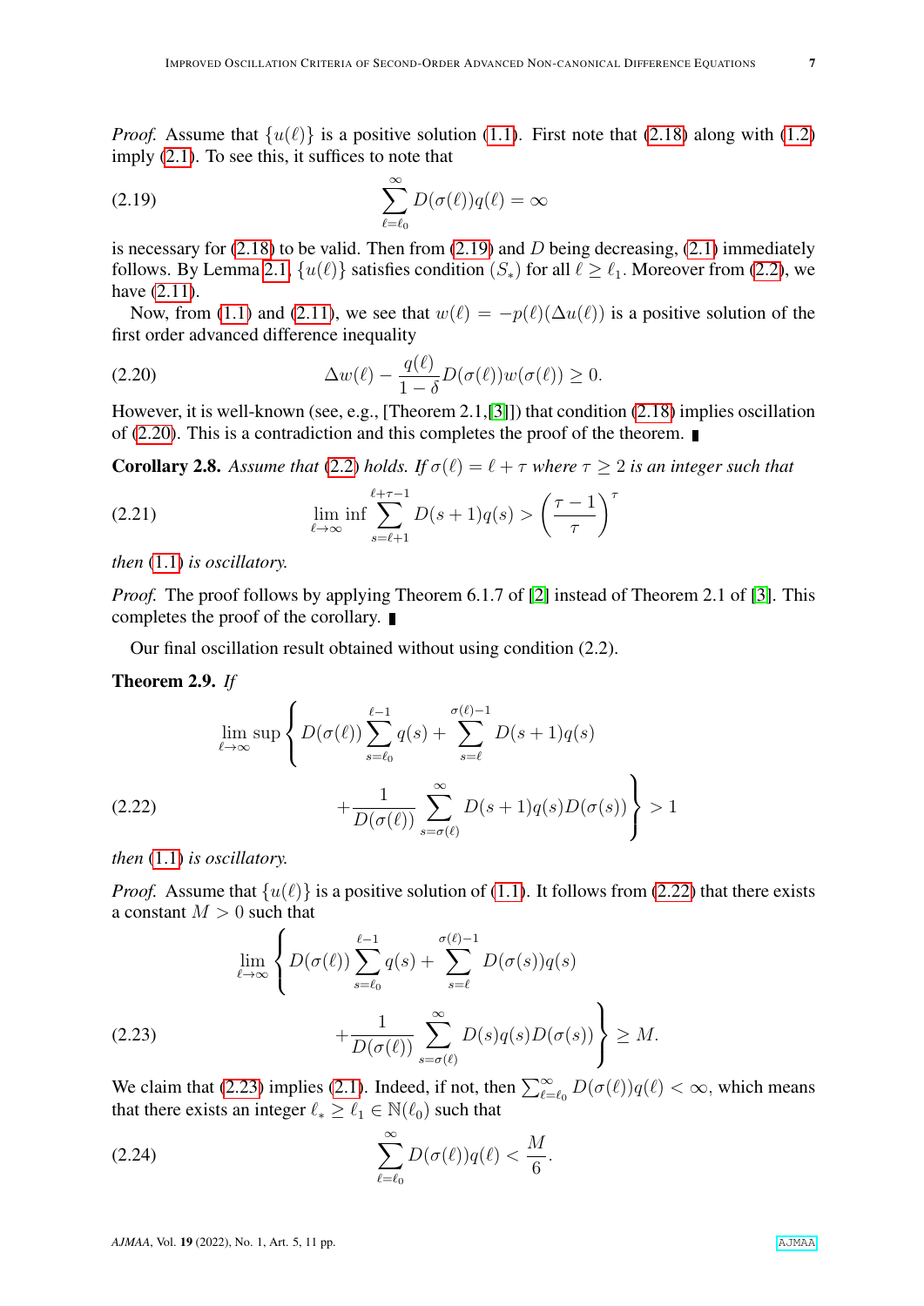*Proof.* Assume that $\{u(\ell)\}$ is a positive solution (1.1). First note that (2.18) along with (1.2) imply (2.1). To see this, it suffices to note that

$$\sum_{\ell=\ell_0}^{\infty} D(\sigma(\ell))q(\ell) = \infty \tag{2.19}$$

is necessary for (2.18) to be valid. Then from (2.19) and $D$ being decreasing, (2.1) immediately follows. By Lemma 2.1, $\{u(\ell)\}$ satisfies condition $(S_*)$ for all $\ell \geq \ell_1$. Moreover from (2.2), we have (2.11).

Now, from (1.1) and (2.11), we see that $w(\ell) = -p(\ell)(\Delta u(\ell))$ is a positive solution of the first order advanced difference inequality

$$\Delta w(\ell) - \frac{q(\ell)}{1-\delta} D(\sigma(\ell))w(\sigma(\ell)) \geq 0. \tag{2.20}$$

However, it is well-known (see, e.g., [Theorem 2.1,[3]]) that condition (2.18) implies oscillation of (2.20). This is a contradiction and this completes the proof of the theorem. ∎

**Corollary 2.8.** *Assume that (2.2) holds. If $\sigma(\ell) = \ell + \tau$ where $\tau \geq 2$ is an integer such that*

$$\liminf_{\ell\to\infty} \sum_{s=\ell+1}^{\ell+\tau-1} D(s+1)q(s) > \left(\frac{\tau-1}{\tau}\right)^{\tau} \tag{2.21}$$

*then (1.1) is oscillatory.*

*Proof.* The proof follows by applying Theorem 6.1.7 of [2] instead of Theorem 2.1 of [3]. This completes the proof of the corollary. ∎

Our final oscillation result obtained without using condition (2.2).

**Theorem 2.9.** *If*

$$\limsup_{\ell\to\infty} \left\{ D(\sigma(\ell)) \sum_{s=\ell_0}^{\ell-1} q(s) + \sum_{s=\ell}^{\sigma(\ell)-1} D(s+1)q(s) + \frac{1}{D(\sigma(\ell))} \sum_{s=\sigma(\ell)}^{\infty} D(s+1)q(s)D(\sigma(s)) \right\} > 1 \tag{2.22}$$

*then (1.1) is oscillatory.*

*Proof.* Assume that $\{u(\ell)\}$ is a positive solution of (1.1). It follows from (2.22) that there exists a constant $M > 0$ such that

$$\lim_{\ell\to\infty} \left\{ D(\sigma(\ell)) \sum_{s=\ell_0}^{\ell-1} q(s) + \sum_{s=\ell}^{\sigma(\ell)-1} D(\sigma(s))q(s) + \frac{1}{D(\sigma(\ell))} \sum_{s=\sigma(\ell)}^{\infty} D(s)q(s)D(\sigma(s)) \right\} \geq M. \tag{2.23}$$

We claim that (2.23) implies (2.1). Indeed, if not, then $\sum_{\ell=\ell_0}^{\infty} D(\sigma(\ell))q(\ell) < \infty$, which means that there exists an integer $\ell_* \geq \ell_1 \in \mathbb{N}(\ell_0)$ such that

$$\sum_{\ell=\ell_0}^{\infty} D(\sigma(\ell))q(\ell) < \frac{M}{6}. \tag{2.24}$$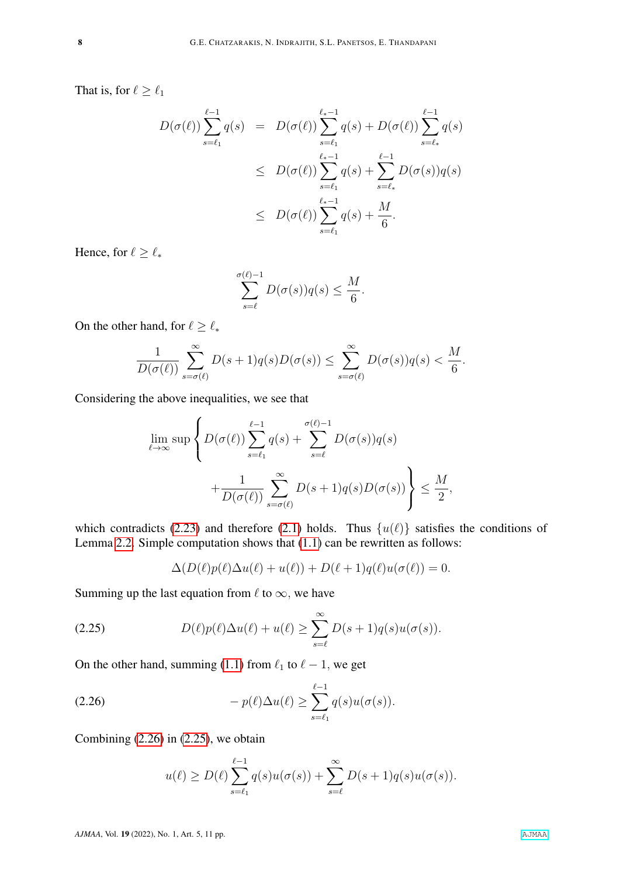That is, for $\ell \geq \ell_1$

$$
\begin{aligned}
D(\sigma(\ell)) \sum_{s=\ell_1}^{\ell-1} q(s) &= D(\sigma(\ell)) \sum_{s=\ell_1}^{\ell_*-1} q(s) + D(\sigma(\ell)) \sum_{s=\ell_*}^{\ell-1} q(s) \\
&\leq D(\sigma(\ell)) \sum_{s=\ell_1}^{\ell_*-1} q(s) + \sum_{s=\ell_*}^{\ell-1} D(\sigma(s)) q(s) \\
&\leq D(\sigma(\ell)) \sum_{s=\ell_1}^{\ell_*-1} q(s) + \frac{M}{6}.
\end{aligned}
$$

Hence, for $\ell \geq \ell_*$

$$
\sum_{s=\ell}^{\sigma(\ell)-1} D(\sigma(s)) q(s) \leq \frac{M}{6}.
$$

On the other hand, for $\ell \geq \ell_*$

$$
\frac{1}{D(\sigma(\ell))} \sum_{s=\sigma(\ell)}^{\infty} D(s+1) q(s) D(\sigma(s)) \leq \sum_{s=\sigma(\ell)}^{\infty} D(\sigma(s)) q(s) < \frac{M}{6}.
$$

Considering the above inequalities, we see that

$$
\limsup_{\ell \to \infty} \left\{ D(\sigma(\ell)) \sum_{s=\ell_1}^{\ell-1} q(s) + \sum_{s=\ell}^{\sigma(\ell)-1} D(\sigma(s)) q(s) + \frac{1}{D(\sigma(\ell))} \sum_{s=\sigma(\ell)}^{\infty} D(s+1) q(s) D(\sigma(s)) \right\} \leq \frac{M}{2},
$$

which contradicts (2.23) and therefore (2.1) holds. Thus $\{u(\ell)\}$ satisfies the conditions of Lemma 2.2. Simple computation shows that (1.1) can be rewritten as follows:

$$
\Delta(D(\ell) p(\ell) \Delta u(\ell) + u(\ell)) + D(\ell+1) q(\ell) u(\sigma(\ell)) = 0.
$$

Summing up the last equation from $\ell$ to $\infty$, we have

$$
D(\ell) p(\ell) \Delta u(\ell) + u(\ell) \geq \sum_{s=\ell}^{\infty} D(s+1) q(s) u(\sigma(s)). \tag{2.25}
$$

On the other hand, summing (1.1) from $\ell_1$ to $\ell - 1$, we get

$$
-p(\ell) \Delta u(\ell) \geq \sum_{s=\ell_1}^{\ell-1} q(s) u(\sigma(s)). \tag{2.26}
$$

Combining (2.26) in (2.25), we obtain

$$
u(\ell) \geq D(\ell) \sum_{s=\ell_1}^{\ell-1} q(s) u(\sigma(s)) + \sum_{s=\ell}^{\infty} D(s+1) q(s) u(\sigma(s)).
$$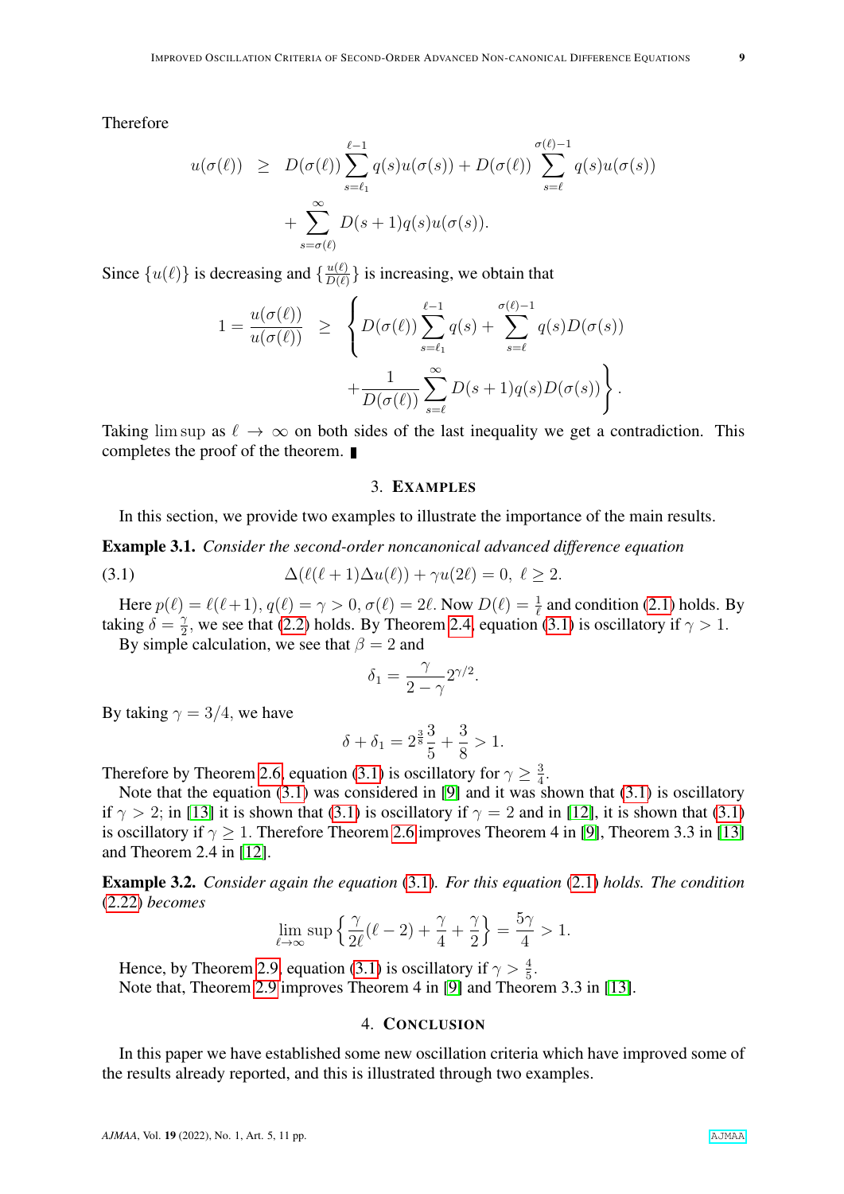Therefore

$$
\begin{aligned}
u(\sigma(\ell)) \quad &\geq \quad D(\sigma(\ell)) \sum_{s=\ell_1}^{\ell-1} q(s)u(\sigma(s)) + D(\sigma(\ell)) \sum_{s=\ell}^{\sigma(\ell)-1} q(s)u(\sigma(s)) \\
&\quad + \sum_{s=\sigma(\ell)}^{\infty} D(s+1)q(s)u(\sigma(s)).
\end{aligned}
$$

Since $\{u(\ell)\}$ is decreasing and $\{\frac{u(\ell)}{D(\ell)}\}$ is increasing, we obtain that

$$
\begin{aligned}
1 = \frac{u(\sigma(\ell))}{u(\sigma(\ell))} \quad \geq \quad &\Bigg\{ D(\sigma(\ell)) \sum_{s=\ell_1}^{\ell-1} q(s) + \sum_{s=\ell}^{\sigma(\ell)-1} q(s)D(\sigma(s)) \\
&+ \frac{1}{D(\sigma(\ell))} \sum_{s=\ell}^{\infty} D(s+1)q(s)D(\sigma(s)) \Bigg\}.
\end{aligned}
$$

Taking $\limsup$ as $\ell \to \infty$ on both sides of the last inequality we get a contradiction. This completes the proof of the theorem. ∎

## 3. Examples

In this section, we provide two examples to illustrate the importance of the main results.

**Example 3.1.** *Consider the second-order noncanonical advanced difference equation*

$$
\Delta(\ell(\ell+1)\Delta u(\ell)) + \gamma u(2\ell) = 0, \ \ell \geq 2. \tag{3.1}
$$

Here $p(\ell) = \ell(\ell+1)$, $q(\ell) = \gamma > 0$, $\sigma(\ell) = 2\ell$. Now $D(\ell) = \frac{1}{\ell}$ and condition (2.1) holds. By taking $\delta = \frac{\gamma}{2}$, we see that (2.2) holds. By Theorem 2.4, equation (3.1) is oscillatory if $\gamma > 1$.

By simple calculation, we see that $\beta = 2$ and

$$
\delta_1 = \frac{\gamma}{2-\gamma} 2^{\gamma/2}.
$$

By taking $\gamma = 3/4$, we have

$$
\delta + \delta_1 = 2^{\frac{3}{8}} \frac{3}{5} + \frac{3}{8} > 1.
$$

Therefore by Theorem 2.6, equation (3.1) is oscillatory for $\gamma \geq \frac{3}{4}$.

Note that the equation (3.1) was considered in [9] and it was shown that (3.1) is oscillatory if $\gamma > 2$; in [13] it is shown that (3.1) is oscillatory if $\gamma = 2$ and in [12], it is shown that (3.1) is oscillatory if $\gamma \geq 1$. Therefore Theorem 2.6 improves Theorem 4 in [9], Theorem 3.3 in [13] and Theorem 2.4 in [12].

**Example 3.2.** *Consider again the equation (3.1). For this equation (2.1) holds. The condition (2.22) becomes*

$$
\limsup_{\ell \to \infty} \left\{ \frac{\gamma}{2\ell}(\ell - 2) + \frac{\gamma}{4} + \frac{\gamma}{2} \right\} = \frac{5\gamma}{4} > 1.
$$

Hence, by Theorem 2.9, equation (3.1) is oscillatory if $\gamma > \frac{4}{5}$.

Note that, Theorem 2.9 improves Theorem 4 in [9] and Theorem 3.3 in [13].

## 4. Conclusion

In this paper we have established some new oscillation criteria which have improved some of the results already reported, and this is illustrated through two examples.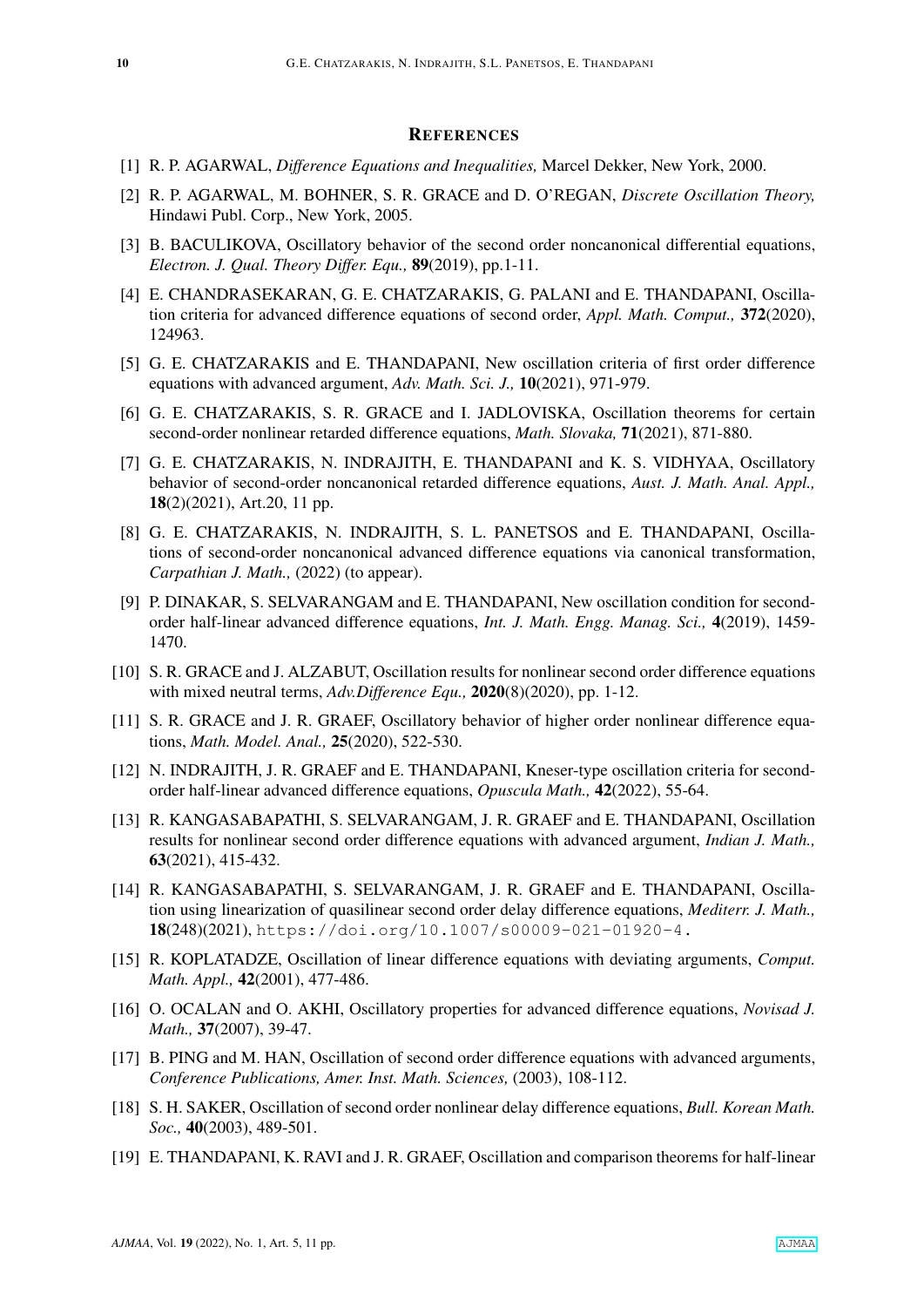## REFERENCES

[1] R. P. AGARWAL, *Difference Equations and Inequalities,* Marcel Dekker, New York, 2000.

[2] R. P. AGARWAL, M. BOHNER, S. R. GRACE and D. O'REGAN, *Discrete Oscillation Theory,* Hindawi Publ. Corp., New York, 2005.

[3] B. BACULIKOVA, Oscillatory behavior of the second order noncanonical differential equations, *Electron. J. Qual. Theory Differ. Equ.,* **89**(2019), pp.1-11.

[4] E. CHANDRASEKARAN, G. E. CHATZARAKIS, G. PALANI and E. THANDAPANI, Oscillation criteria for advanced difference equations of second order, *Appl. Math. Comput.,* **372**(2020), 124963.

[5] G. E. CHATZARAKIS and E. THANDAPANI, New oscillation criteria of first order difference equations with advanced argument, *Adv. Math. Sci. J.,* **10**(2021), 971-979.

[6] G. E. CHATZARAKIS, S. R. GRACE and I. JADLOVISKA, Oscillation theorems for certain second-order nonlinear retarded difference equations, *Math. Slovaka,* **71**(2021), 871-880.

[7] G. E. CHATZARAKIS, N. INDRAJITH, E. THANDAPANI and K. S. VIDHYAA, Oscillatory behavior of second-order noncanonical retarded difference equations, *Aust. J. Math. Anal. Appl.,* **18**(2)(2021), Art.20, 11 pp.

[8] G. E. CHATZARAKIS, N. INDRAJITH, S. L. PANETSOS and E. THANDAPANI, Oscillations of second-order noncanonical advanced difference equations via canonical transformation, *Carpathian J. Math.,* (2022) (to appear).

[9] P. DINAKAR, S. SELVARANGAM and E. THANDAPANI, New oscillation condition for second-order half-linear advanced difference equations, *Int. J. Math. Engg. Manag. Sci.,* **4**(2019), 1459-1470.

[10] S. R. GRACE and J. ALZABUT, Oscillation results for nonlinear second order difference equations with mixed neutral terms, *Adv.Difference Equ.,* **2020**(8)(2020), pp. 1-12.

[11] S. R. GRACE and J. R. GRAEF, Oscillatory behavior of higher order nonlinear difference equations, *Math. Model. Anal.,* **25**(2020), 522-530.

[12] N. INDRAJITH, J. R. GRAEF and E. THANDAPANI, Kneser-type oscillation criteria for second-order half-linear advanced difference equations, *Opuscula Math.,* **42**(2022), 55-64.

[13] R. KANGASABAPATHI, S. SELVARANGAM, J. R. GRAEF and E. THANDAPANI, Oscillation results for nonlinear second order difference equations with advanced argument, *Indian J. Math.,* **63**(2021), 415-432.

[14] R. KANGASABAPATHI, S. SELVARANGAM, J. R. GRAEF and E. THANDAPANI, Oscillation using linearization of quasilinear second order delay difference equations, *Mediterr. J. Math.,* **18**(248)(2021), `https://doi.org/10.1007/s00009-021-01920-4`.

[15] R. KOPLATADZE, Oscillation of linear difference equations with deviating arguments, *Comput. Math. Appl.,* **42**(2001), 477-486.

[16] O. OCALAN and O. AKHI, Oscillatory properties for advanced difference equations, *Novisad J. Math.,* **37**(2007), 39-47.

[17] B. PING and M. HAN, Oscillation of second order difference equations with advanced arguments, *Conference Publications, Amer. Inst. Math. Sciences,* (2003), 108-112.

[18] S. H. SAKER, Oscillation of second order nonlinear delay difference equations, *Bull. Korean Math. Soc.,* **40**(2003), 489-501.

[19] E. THANDAPANI, K. RAVI and J. R. GRAEF, Oscillation and comparison theorems for half-linear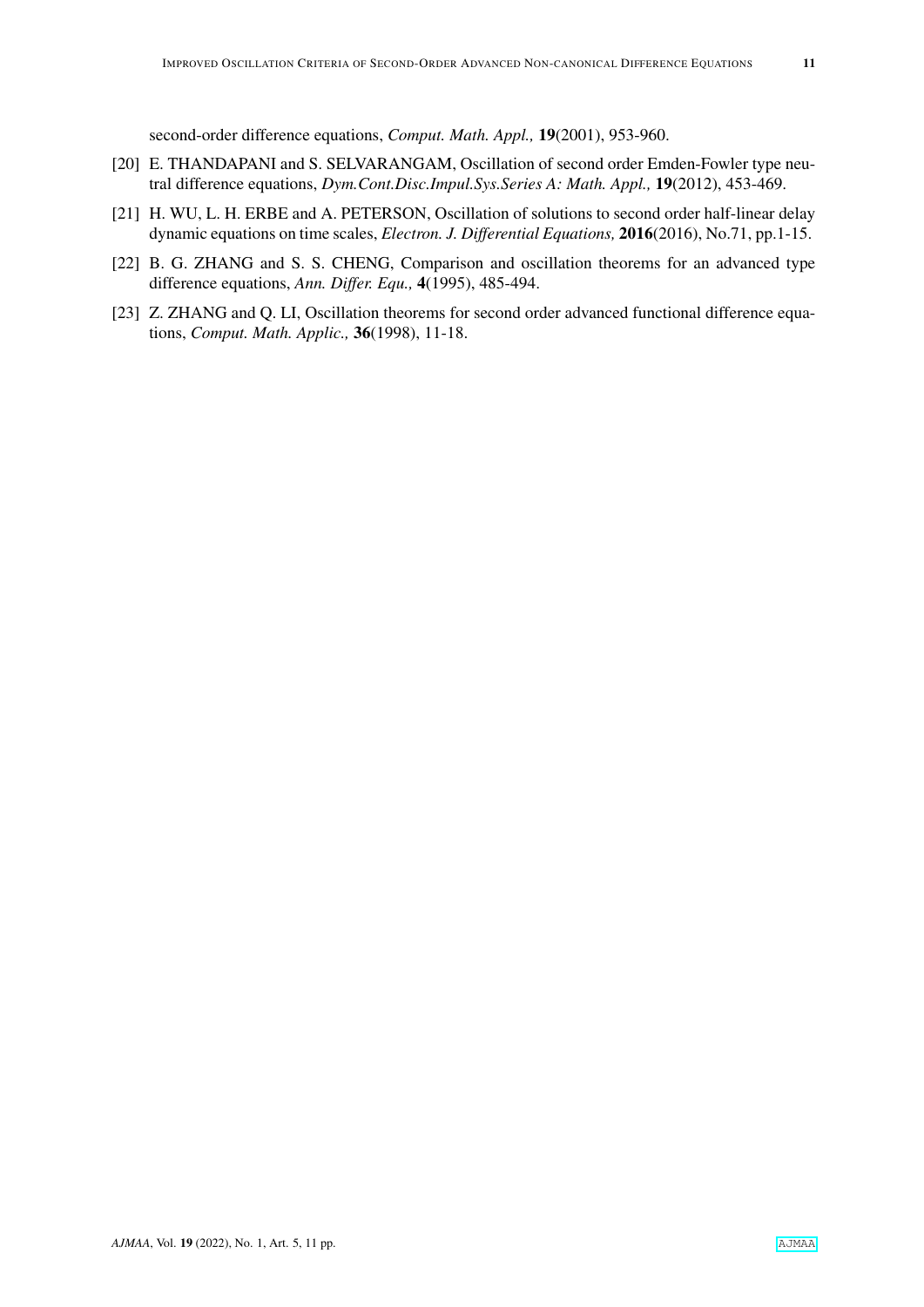second-order difference equations, *Comput. Math. Appl.,* **19**(2001), 953-960.

[20] E. THANDAPANI and S. SELVARANGAM, Oscillation of second order Emden-Fowler type neutral difference equations, *Dym.Cont.Disc.Impul.Sys.Series A: Math. Appl.,* **19**(2012), 453-469.

[21] H. WU, L. H. ERBE and A. PETERSON, Oscillation of solutions to second order half-linear delay dynamic equations on time scales, *Electron. J. Differential Equations,* **2016**(2016), No.71, pp.1-15.

[22] B. G. ZHANG and S. S. CHENG, Comparison and oscillation theorems for an advanced type difference equations, *Ann. Differ. Equ.,* **4**(1995), 485-494.

[23] Z. ZHANG and Q. LI, Oscillation theorems for second order advanced functional difference equations, *Comput. Math. Applic.,* **36**(1998), 11-18.